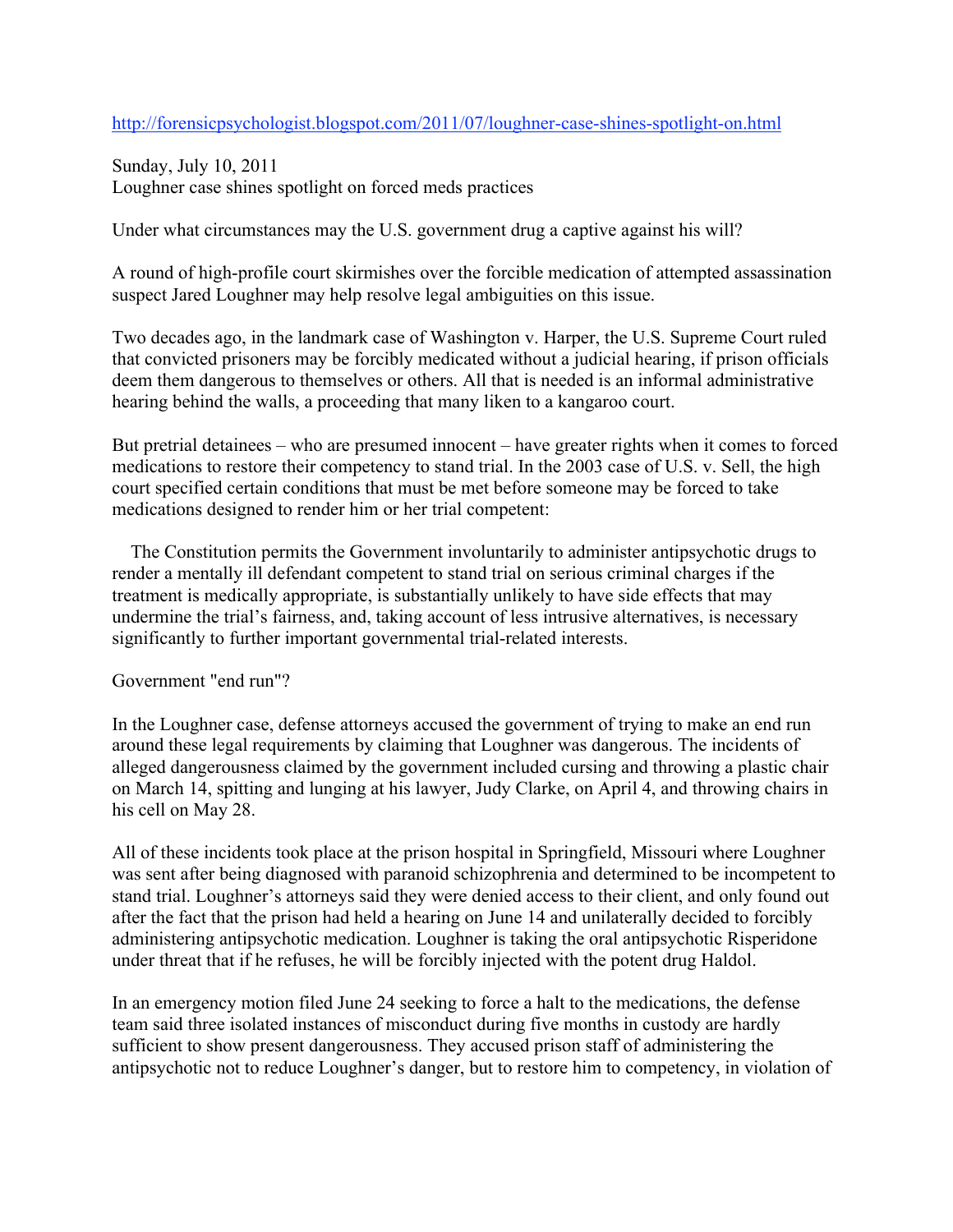http://forensicpsychologist.blogspot.com/2011/07/loughner-case-shines-spotlight-on.html

Sunday, July 10, 2011

# Loughner case shines spotlight on forced meds practices

Under what circumstances may the U.S. government drug a captive against his will?

A round of high-profile court skirmishes over the forcible medication of attempted assassination suspect Jared Loughner may help resolve legal ambiguities on this issue.

Two decades ago, in the landmark case of Washington v. Harper, the U.S. Supreme Court ruled that convicted prisoners may be forcibly medicated without a judicial hearing, if prison officials deem them dangerous to themselves or others. All that is needed is an informal administrative hearing behind the walls, a proceeding that many liken to a kangaroo court.

But pretrial detainees – who are presumed innocent – have greater rights when it comes to forced medications to restore their competency to stand trial. In the 2003 case of U.S. v. Sell, the high court specified certain conditions that must be met before someone may be forced to take medications designed to render him or her trial competent:

> The Constitution permits the Government involuntarily to administer antipsychotic drugs to render a mentally ill defendant competent to stand trial on serious criminal charges if the treatment is medically appropriate, is substantially unlikely to have side effects that may undermine the trial's fairness, and, taking account of less intrusive alternatives, is necessary significantly to further important governmental trial-related interests.

## Government "end run"?

In the Loughner case, defense attorneys accused the government of trying to make an end run around these legal requirements by claiming that Loughner was dangerous. The incidents of alleged dangerousness claimed by the government included cursing and throwing a plastic chair on March 14, spitting and lunging at his lawyer, Judy Clarke, on April 4, and throwing chairs in his cell on May 28.

All of these incidents took place at the prison hospital in Springfield, Missouri where Loughner was sent after being diagnosed with paranoid schizophrenia and determined to be incompetent to stand trial. Loughner's attorneys said they were denied access to their client, and only found out after the fact that the prison had held a hearing on June 14 and unilaterally decided to forcibly administering antipsychotic medication. Loughner is taking the oral antipsychotic Risperidone under threat that if he refuses, he will be forcibly injected with the potent drug Haldol.

In an emergency motion filed June 24 seeking to force a halt to the medications, the defense team said three isolated instances of misconduct during five months in custody are hardly sufficient to show present dangerousness. They accused prison staff of administering the antipsychotic not to reduce Loughner's danger, but to restore him to competency, in violation of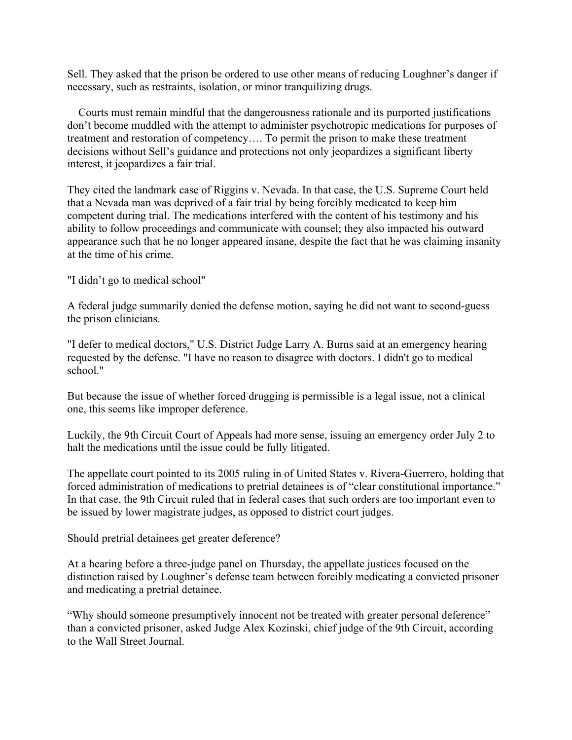Sell. They asked that the prison be ordered to use other means of reducing Loughner's danger if necessary, such as restraints, isolation, or minor tranquilizing drugs.

> Courts must remain mindful that the dangerousness rationale and its purported justifications don't become muddled with the attempt to administer psychotropic medications for purposes of treatment and restoration of competency…. To permit the prison to make these treatment decisions without Sell's guidance and protections not only jeopardizes a significant liberty interest, it jeopardizes a fair trial.

They cited the landmark case of Riggins v. Nevada. In that case, the U.S. Supreme Court held that a Nevada man was deprived of a fair trial by being forcibly medicated to keep him competent during trial. The medications interfered with the content of his testimony and his ability to follow proceedings and communicate with counsel; they also impacted his outward appearance such that he no longer appeared insane, despite the fact that he was claiming insanity at the time of his crime.

"I didn't go to medical school"

A federal judge summarily denied the defense motion, saying he did not want to second-guess the prison clinicians.

"I defer to medical doctors," U.S. District Judge Larry A. Burns said at an emergency hearing requested by the defense. "I have no reason to disagree with doctors. I didn't go to medical school."

But because the issue of whether forced drugging is permissible is a legal issue, not a clinical one, this seems like improper deference.

Luckily, the 9th Circuit Court of Appeals had more sense, issuing an emergency order July 2 to halt the medications until the issue could be fully litigated.

The appellate court pointed to its 2005 ruling in of United States v. Rivera-Guerrero, holding that forced administration of medications to pretrial detainees is of "clear constitutional importance." In that case, the 9th Circuit ruled that in federal cases that such orders are too important even to be issued by lower magistrate judges, as opposed to district court judges.

Should pretrial detainees get greater deference?

At a hearing before a three-judge panel on Thursday, the appellate justices focused on the distinction raised by Loughner's defense team between forcibly medicating a convicted prisoner and medicating a pretrial detainee.

"Why should someone presumptively innocent not be treated with greater personal deference" than a convicted prisoner, asked Judge Alex Kozinski, chief judge of the 9th Circuit, according to the Wall Street Journal.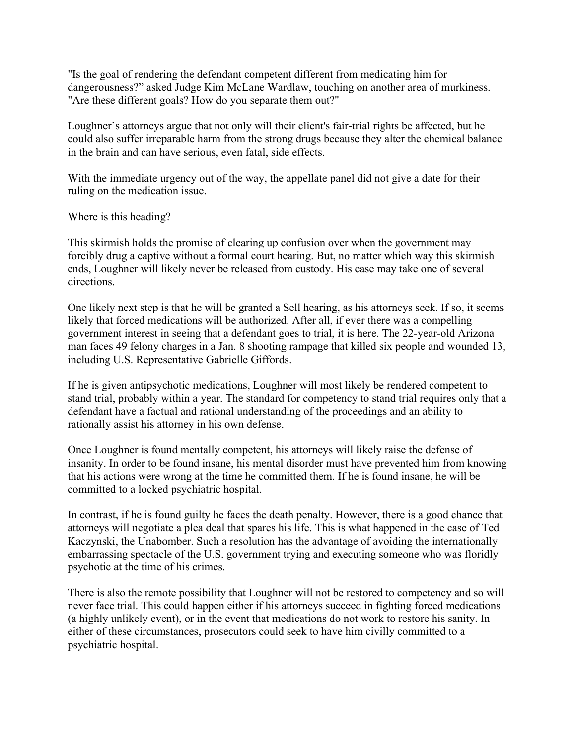"Is the goal of rendering the defendant competent different from medicating him for dangerousness?" asked Judge Kim McLane Wardlaw, touching on another area of murkiness. "Are these different goals? How do you separate them out?"

Loughner's attorneys argue that not only will their client's fair-trial rights be affected, but he could also suffer irreparable harm from the strong drugs because they alter the chemical balance in the brain and can have serious, even fatal, side effects.

With the immediate urgency out of the way, the appellate panel did not give a date for their ruling on the medication issue.

Where is this heading?

This skirmish holds the promise of clearing up confusion over when the government may forcibly drug a captive without a formal court hearing. But, no matter which way this skirmish ends, Loughner will likely never be released from custody. His case may take one of several directions.

One likely next step is that he will be granted a Sell hearing, as his attorneys seek. If so, it seems likely that forced medications will be authorized. After all, if ever there was a compelling government interest in seeing that a defendant goes to trial, it is here. The 22-year-old Arizona man faces 49 felony charges in a Jan. 8 shooting rampage that killed six people and wounded 13, including U.S. Representative Gabrielle Giffords.

If he is given antipsychotic medications, Loughner will most likely be rendered competent to stand trial, probably within a year. The standard for competency to stand trial requires only that a defendant have a factual and rational understanding of the proceedings and an ability to rationally assist his attorney in his own defense.

Once Loughner is found mentally competent, his attorneys will likely raise the defense of insanity. In order to be found insane, his mental disorder must have prevented him from knowing that his actions were wrong at the time he committed them. If he is found insane, he will be committed to a locked psychiatric hospital.

In contrast, if he is found guilty he faces the death penalty. However, there is a good chance that attorneys will negotiate a plea deal that spares his life. This is what happened in the case of Ted Kaczynski, the Unabomber. Such a resolution has the advantage of avoiding the internationally embarrassing spectacle of the U.S. government trying and executing someone who was floridly psychotic at the time of his crimes.

There is also the remote possibility that Loughner will not be restored to competency and so will never face trial. This could happen either if his attorneys succeed in fighting forced medications (a highly unlikely event), or in the event that medications do not work to restore his sanity. In either of these circumstances, prosecutors could seek to have him civilly committed to a psychiatric hospital.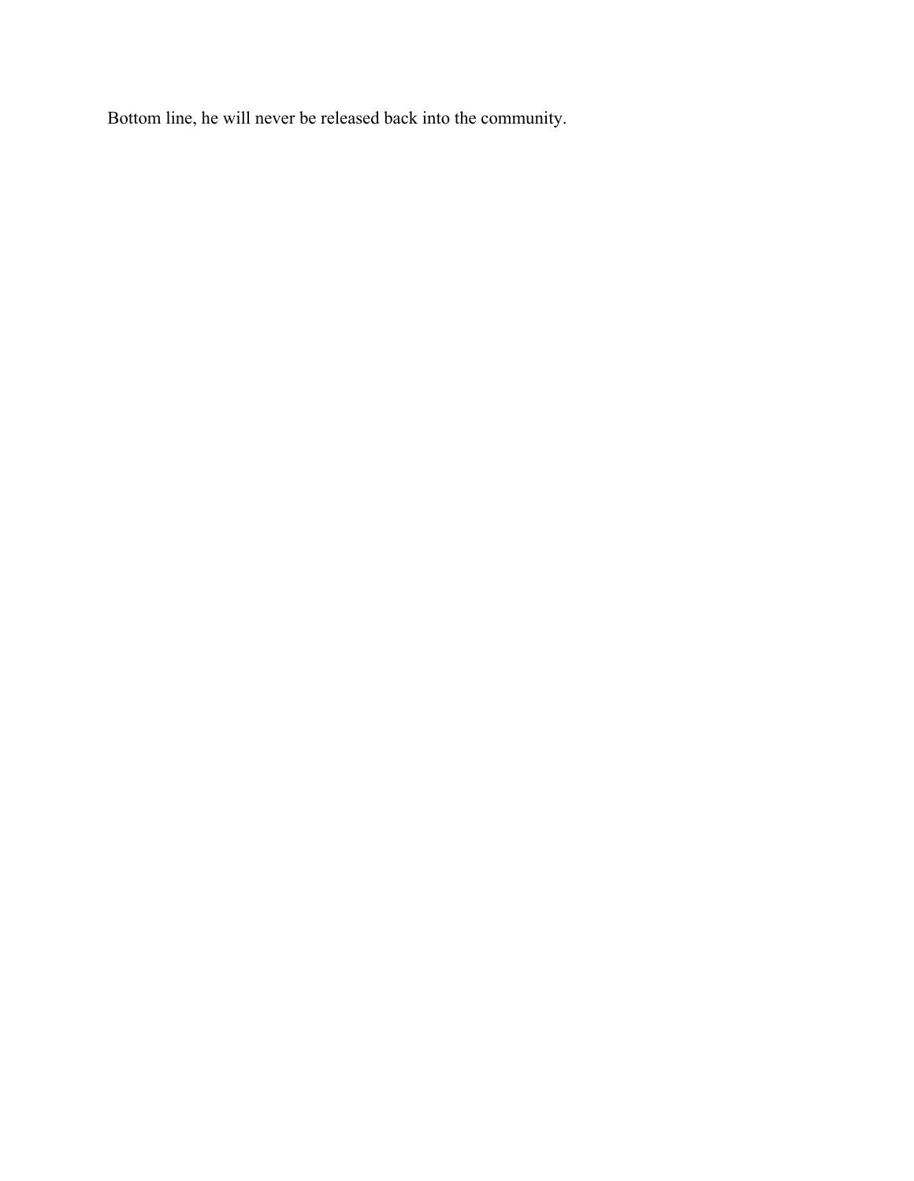Bottom line, he will never be released back into the community.